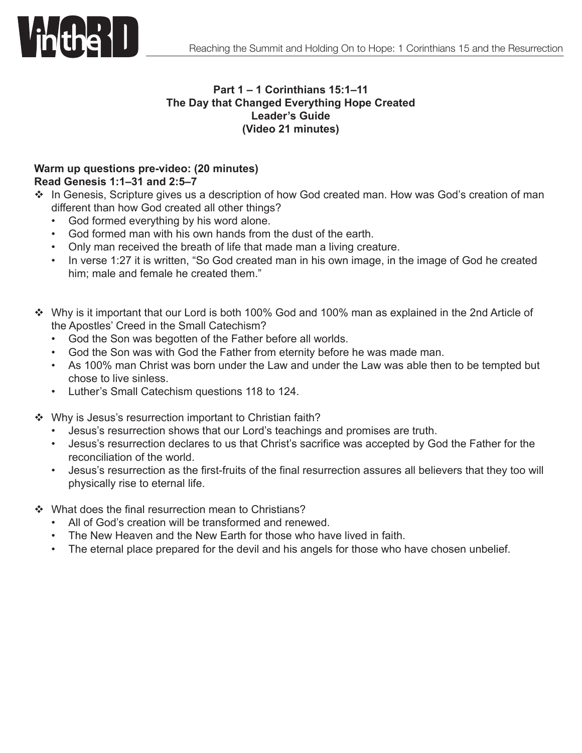**Part 1 – 1 Corinthians 15:1–11**
**The Day that Changed Everything Hope Created**
**Leader's Guide**
**(Video 21 minutes)**

**Warm up questions pre-video: (20 minutes)**
**Read Genesis 1:1–31 and 2:5–7**

- In Genesis, Scripture gives us a description of how God created man. How was God's creation of man different than how God created all other things?
  - God formed everything by his word alone.
  - God formed man with his own hands from the dust of the earth.
  - Only man received the breath of life that made man a living creature.
  - In verse 1:27 it is written, "So God created man in his own image, in the image of God he created him; male and female he created them."

- Why is it important that our Lord is both 100% God and 100% man as explained in the 2nd Article of the Apostles' Creed in the Small Catechism?
  - God the Son was begotten of the Father before all worlds.
  - God the Son was with God the Father from eternity before he was made man.
  - As 100% man Christ was born under the Law and under the Law was able then to be tempted but chose to live sinless.
  - Luther's Small Catechism questions 118 to 124.

- Why is Jesus's resurrection important to Christian faith?
  - Jesus's resurrection shows that our Lord's teachings and promises are truth.
  - Jesus's resurrection declares to us that Christ's sacrifice was accepted by God the Father for the reconciliation of the world.
  - Jesus's resurrection as the first-fruits of the final resurrection assures all believers that they too will physically rise to eternal life.

- What does the final resurrection mean to Christians?
  - All of God's creation will be transformed and renewed.
  - The New Heaven and the New Earth for those who have lived in faith.
  - The eternal place prepared for the devil and his angels for those who have chosen unbelief.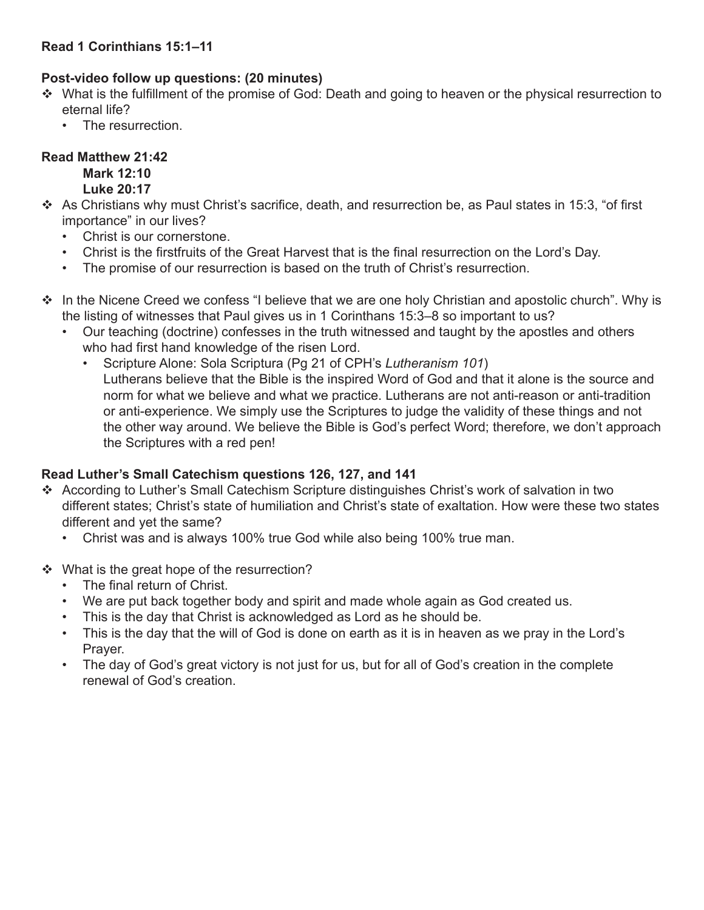**Read 1 Corinthians 15:1–11**

**Post-video follow up questions: (20 minutes)**

- What is the fulfillment of the promise of God: Death and going to heaven or the physical resurrection to eternal life?
  - The resurrection.

**Read Matthew 21:42**
**Mark 12:10**
**Luke 20:17**

- As Christians why must Christ's sacrifice, death, and resurrection be, as Paul states in 15:3, "of first importance" in our lives?
  - Christ is our cornerstone.
  - Christ is the firstfruits of the Great Harvest that is the final resurrection on the Lord's Day.
  - The promise of our resurrection is based on the truth of Christ's resurrection.

- In the Nicene Creed we confess "I believe that we are one holy Christian and apostolic church". Why is the listing of witnesses that Paul gives us in 1 Corinthians 15:3–8 so important to us?
  - Our teaching (doctrine) confesses in the truth witnessed and taught by the apostles and others who had first hand knowledge of the risen Lord.
    - Scripture Alone: Sola Scriptura (Pg 21 of CPH's *Lutheranism 101*)
      Lutherans believe that the Bible is the inspired Word of God and that it alone is the source and norm for what we believe and what we practice. Lutherans are not anti-reason or anti-tradition or anti-experience. We simply use the Scriptures to judge the validity of these things and not the other way around. We believe the Bible is God's perfect Word; therefore, we don't approach the Scriptures with a red pen!

**Read Luther's Small Catechism questions 126, 127, and 141**

- According to Luther's Small Catechism Scripture distinguishes Christ's work of salvation in two different states; Christ's state of humiliation and Christ's state of exaltation. How were these two states different and yet the same?
  - Christ was and is always 100% true God while also being 100% true man.

- What is the great hope of the resurrection?
  - The final return of Christ.
  - We are put back together body and spirit and made whole again as God created us.
  - This is the day that Christ is acknowledged as Lord as he should be.
  - This is the day that the will of God is done on earth as it is in heaven as we pray in the Lord's Prayer.
  - The day of God's great victory is not just for us, but for all of God's creation in the complete renewal of God's creation.